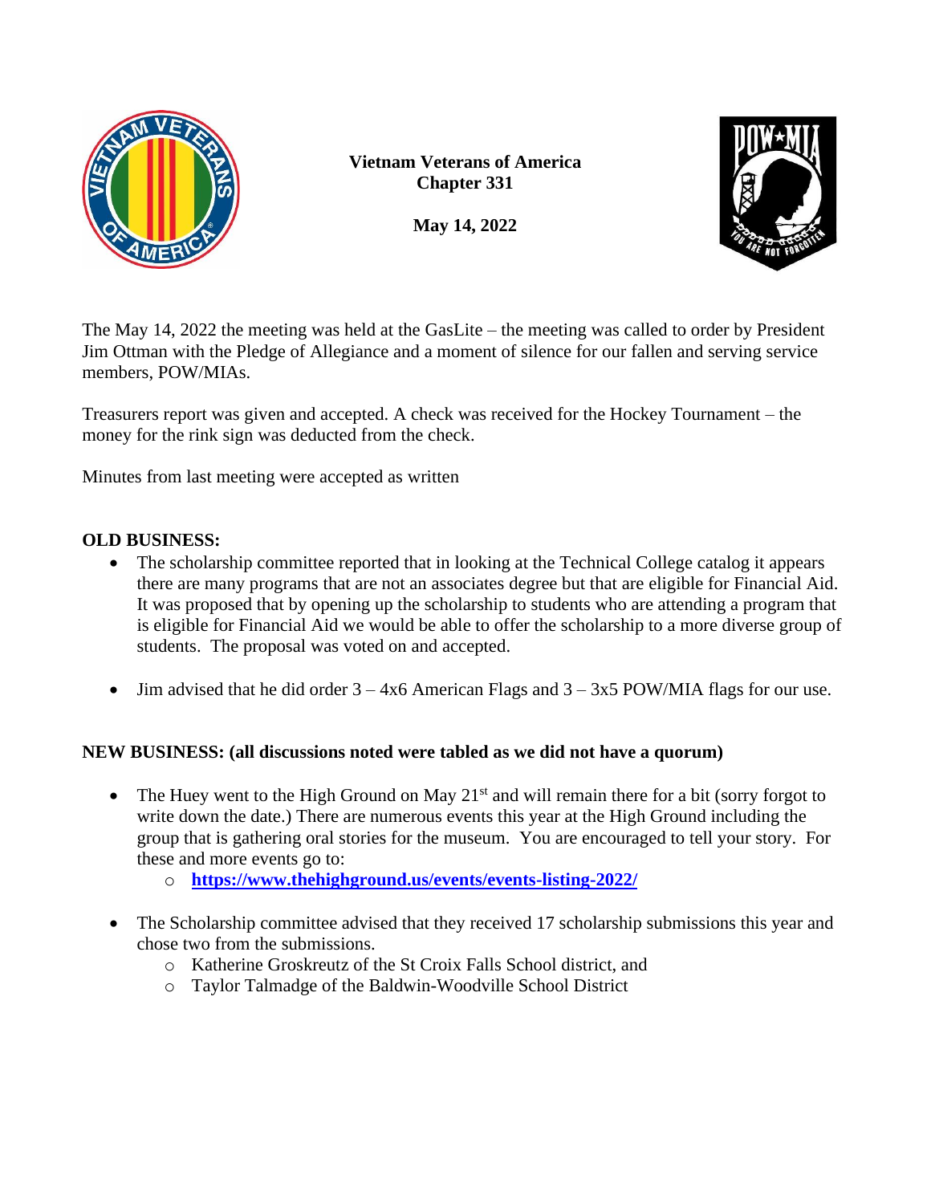**Vietnam Veterans of America**
**Chapter 331**

**May 14, 2022**

The May 14, 2022 the meeting was held at the GasLite – the meeting was called to order by President Jim Ottman with the Pledge of Allegiance and a moment of silence for our fallen and serving service members, POW/MIAs.

Treasurers report was given and accepted. A check was received for the Hockey Tournament – the money for the rink sign was deducted from the check.

Minutes from last meeting were accepted as written

**OLD BUSINESS:**

- The scholarship committee reported that in looking at the Technical College catalog it appears there are many programs that are not an associates degree but that are eligible for Financial Aid. It was proposed that by opening up the scholarship to students who are attending a program that is eligible for Financial Aid we would be able to offer the scholarship to a more diverse group of students. The proposal was voted on and accepted.

- Jim advised that he did order 3 – 4x6 American Flags and 3 – 3x5 POW/MIA flags for our use.

**NEW BUSINESS: (all discussions noted were tabled as we did not have a quorum)**

- The Huey went to the High Ground on May 21st and will remain there for a bit (sorry forgot to write down the date.) There are numerous events this year at the High Ground including the group that is gathering oral stories for the museum. You are encouraged to tell your story. For these and more events go to:
    - **https://www.thehighground.us/events/events-listing-2022/**

- The Scholarship committee advised that they received 17 scholarship submissions this year and chose two from the submissions.
    - Katherine Groskreutz of the St Croix Falls School district, and
    - Taylor Talmadge of the Baldwin-Woodville School District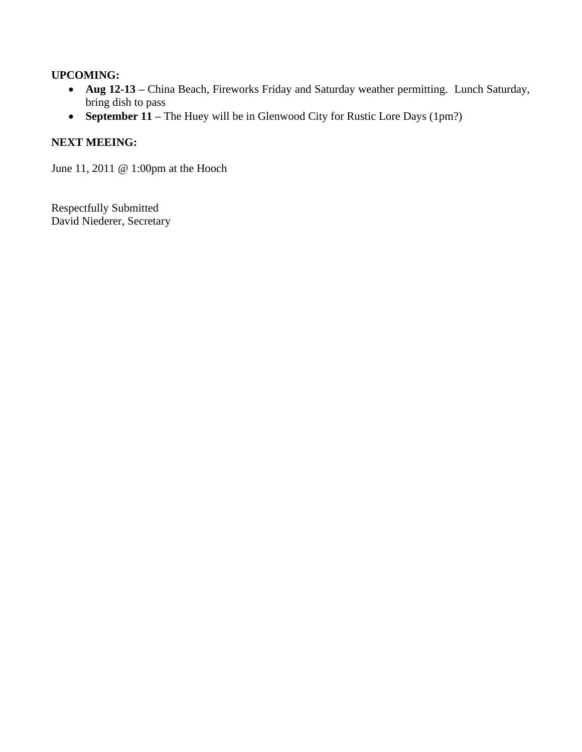**UPCOMING:**

- **Aug 12-13 –** China Beach, Fireworks Friday and Saturday weather permitting. Lunch Saturday, bring dish to pass
- **September 11 –** The Huey will be in Glenwood City for Rustic Lore Days (1pm?)

**NEXT MEEING:**

June 11, 2011 @ 1:00pm at the Hooch

Respectfully Submitted
David Niederer, Secretary